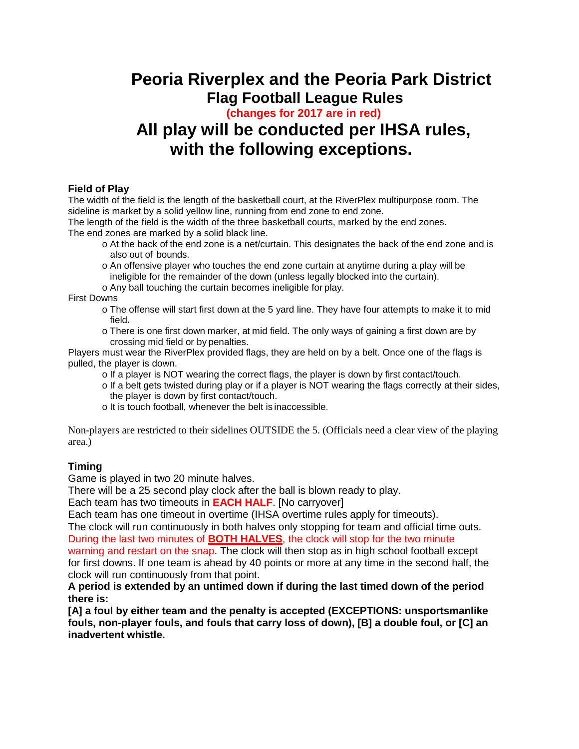# Peoria Riverplex and the Peoria Park District

## Flag Football League Rules

**(changes for 2017 are in red)**

# All play will be conducted per IHSA rules, with the following exceptions.

### Field of Play

The width of the field is the length of the basketball court, at the RiverPlex multipurpose room. The sideline is market by a solid yellow line, running from end zone to end zone.

The length of the field is the width of the three basketball courts, marked by the end zones.

The end zones are marked by a solid black line.

- At the back of the end zone is a net/curtain. This designates the back of the end zone and is also out of bounds.
- An offensive player who touches the end zone curtain at anytime during a play will be ineligible for the remainder of the down (unless legally blocked into the curtain).
- Any ball touching the curtain becomes ineligible for play.

First Downs

- The offense will start first down at the 5 yard line. They have four attempts to make it to mid field**.**
- There is one first down marker, at mid field. The only ways of gaining a first down are by crossing mid field or by penalties.

Players must wear the RiverPlex provided flags, they are held on by a belt. Once one of the flags is pulled, the player is down.

- If a player is NOT wearing the correct flags, the player is down by first contact/touch.
- If a belt gets twisted during play or if a player is NOT wearing the flags correctly at their sides, the player is down by first contact/touch.
- It is touch football, whenever the belt is inaccessible.

Non-players are restricted to their sidelines OUTSIDE the 5. (Officials need a clear view of the playing area.)

### Timing

Game is played in two 20 minute halves.

There will be a 25 second play clock after the ball is blown ready to play.

Each team has two timeouts in **EACH HALF**. [No carryover]

Each team has one timeout in overtime (IHSA overtime rules apply for timeouts).

The clock will run continuously in both halves only stopping for team and official time outs. During the last two minutes of **BOTH HALVES**, the clock will stop for the two minute warning and restart on the snap. The clock will then stop as in high school football except for first downs. If one team is ahead by 40 points or more at any time in the second half, the clock will run continuously from that point.

**A period is extended by an untimed down if during the last timed down of the period there is:**

**[A] a foul by either team and the penalty is accepted (EXCEPTIONS: unsportsmanlike fouls, non-player fouls, and fouls that carry loss of down), [B] a double foul, or [C] an inadvertent whistle.**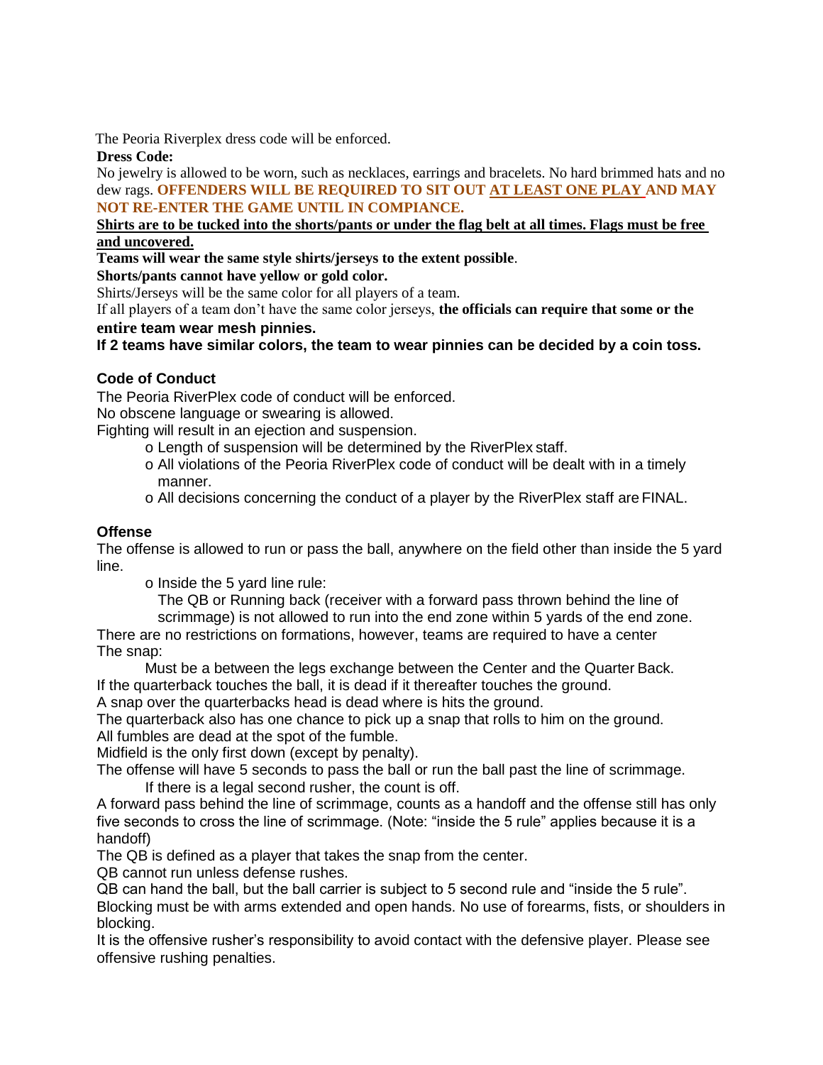The Peoria Riverplex dress code will be enforced.

**Dress Code:**

No jewelry is allowed to be worn, such as necklaces, earrings and bracelets. No hard brimmed hats and no dew rags. **OFFENDERS WILL BE REQUIRED TO SIT OUT <u>AT LEAST ONE PLAY</u> AND MAY NOT RE-ENTER THE GAME UNTIL IN COMPIANCE.**

**<u>Shirts are to be tucked into the shorts/pants or under the flag belt at all times. Flags must be free and uncovered.</u>**

**Teams will wear the same style shirts/jerseys to the extent possible**.

**Shorts/pants cannot have yellow or gold color.**

Shirts/Jerseys will be the same color for all players of a team.

If all players of a team don't have the same color jerseys, **the officials can require that some or the entire team wear mesh pinnies.**

**If 2 teams have similar colors, the team to wear pinnies can be decided by a coin toss.**

### Code of Conduct

The Peoria RiverPlex code of conduct will be enforced.

No obscene language or swearing is allowed.

Fighting will result in an ejection and suspension.

- Length of suspension will be determined by the RiverPlex staff.
- All violations of the Peoria RiverPlex code of conduct will be dealt with in a timely manner.
- All decisions concerning the conduct of a player by the RiverPlex staff are FINAL.

### Offense

The offense is allowed to run or pass the ball, anywhere on the field other than inside the 5 yard line.

- Inside the 5 yard line rule:
  The QB or Running back (receiver with a forward pass thrown behind the line of scrimmage) is not allowed to run into the end zone within 5 yards of the end zone.

There are no restrictions on formations, however, teams are required to have a center

The snap:

Must be a between the legs exchange between the Center and the Quarter Back.

If the quarterback touches the ball, it is dead if it thereafter touches the ground.

A snap over the quarterbacks head is dead where is hits the ground.

The quarterback also has one chance to pick up a snap that rolls to him on the ground.

All fumbles are dead at the spot of the fumble.

Midfield is the only first down (except by penalty).

The offense will have 5 seconds to pass the ball or run the ball past the line of scrimmage.

If there is a legal second rusher, the count is off.

A forward pass behind the line of scrimmage, counts as a handoff and the offense still has only five seconds to cross the line of scrimmage. (Note: "inside the 5 rule" applies because it is a handoff)

The QB is defined as a player that takes the snap from the center.

QB cannot run unless defense rushes.

QB can hand the ball, but the ball carrier is subject to 5 second rule and "inside the 5 rule".

Blocking must be with arms extended and open hands. No use of forearms, fists, or shoulders in blocking.

It is the offensive rusher's responsibility to avoid contact with the defensive player. Please see offensive rushing penalties.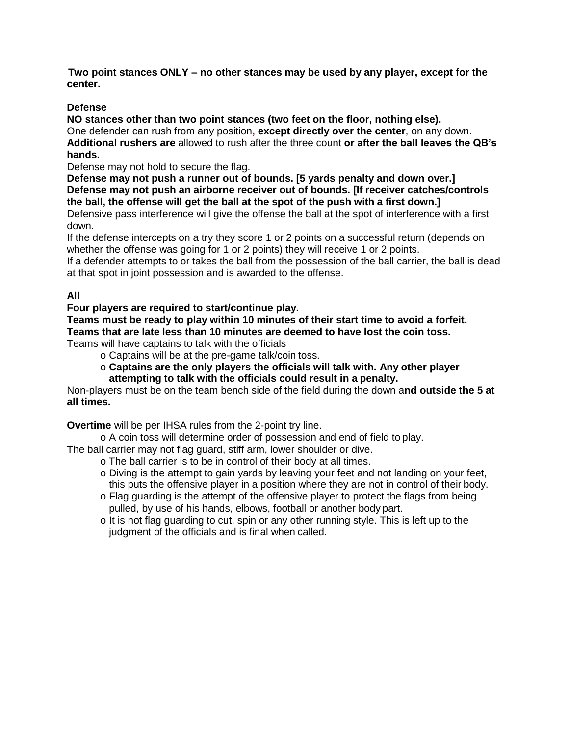**Two point stances ONLY – no other stances may be used by any player, except for the center.**

**Defense**

**NO stances other than two point stances (two feet on the floor, nothing else).**

One defender can rush from any position, **except directly over the center**, on any down.

**Additional rushers are** allowed to rush after the three count **or after the ball leaves the QB's hands.**

Defense may not hold to secure the flag.

**Defense may not push a runner out of bounds. [5 yards penalty and down over.]**

**Defense may not push an airborne receiver out of bounds. [If receiver catches/controls the ball, the offense will get the ball at the spot of the push with a first down.]**

Defensive pass interference will give the offense the ball at the spot of interference with a first down.

If the defense intercepts on a try they score 1 or 2 points on a successful return (depends on whether the offense was going for 1 or 2 points) they will receive 1 or 2 points.

If a defender attempts to or takes the ball from the possession of the ball carrier, the ball is dead at that spot in joint possession and is awarded to the offense.

**All**

**Four players are required to start/continue play.**

**Teams must be ready to play within 10 minutes of their start time to avoid a forfeit.**

**Teams that are late less than 10 minutes are deemed to have lost the coin toss.**

Teams will have captains to talk with the officials

- Captains will be at the pre-game talk/coin toss.
- **Captains are the only players the officials will talk with. Any other player attempting to talk with the officials could result in a penalty.**

Non-players must be on the team bench side of the field during the down a**nd outside the 5 at all times.**

**Overtime** will be per IHSA rules from the 2-point try line.

- A coin toss will determine order of possession and end of field to play.

The ball carrier may not flag guard, stiff arm, lower shoulder or dive.

- The ball carrier is to be in control of their body at all times.
- Diving is the attempt to gain yards by leaving your feet and not landing on your feet, this puts the offensive player in a position where they are not in control of their body.
- Flag guarding is the attempt of the offensive player to protect the flags from being pulled, by use of his hands, elbows, football or another body part.
- It is not flag guarding to cut, spin or any other running style. This is left up to the judgment of the officials and is final when called.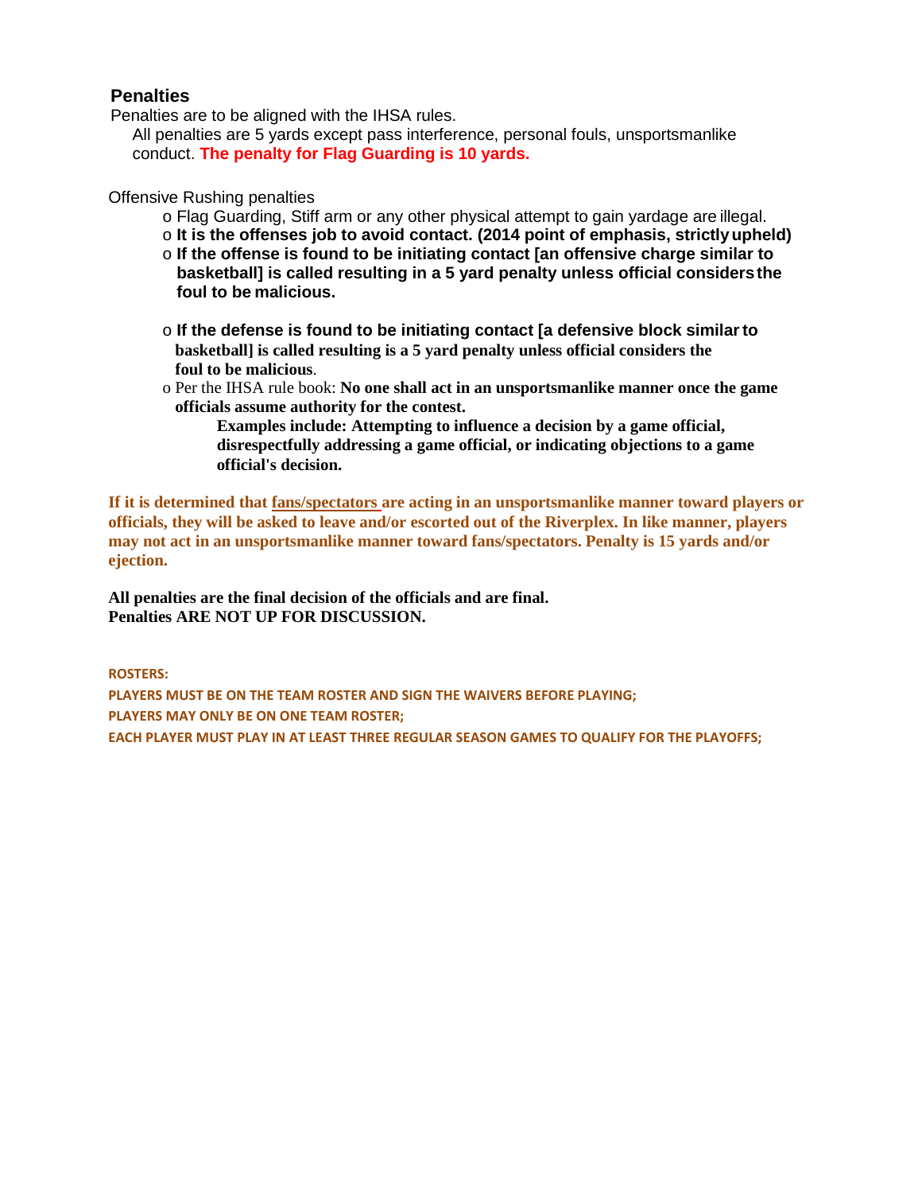## Penalties

Penalties are to be aligned with the IHSA rules.

All penalties are 5 yards except pass interference, personal fouls, unsportsmanlike conduct. **The penalty for Flag Guarding is 10 yards.**

Offensive Rushing penalties

- Flag Guarding, Stiff arm or any other physical attempt to gain yardage are illegal.
- **It is the offenses job to avoid contact. (2014 point of emphasis, strictly upheld)**
- **If the offense is found to be initiating contact [an offensive charge similar to basketball] is called resulting in a 5 yard penalty unless official considers the foul to be malicious.**
- **If the defense is found to be initiating contact [a defensive block similar to basketball] is called resulting is a 5 yard penalty unless official considers the foul to be malicious**.
- Per the IHSA rule book: **No one shall act in an unsportsmanlike manner once the game officials assume authority for the contest.**

  **Examples include: Attempting to influence a decision by a game official, disrespectfully addressing a game official, or indicating objections to a game official's decision.**

**If it is determined that fans/spectators are acting in an unsportsmanlike manner toward players or officials, they will be asked to leave and/or escorted out of the Riverplex. In like manner, players may not act in an unsportsmanlike manner toward fans/spectators. Penalty is 15 yards and/or ejection.**

**All penalties are the final decision of the officials and are final.**
**Penalties ARE NOT UP FOR DISCUSSION.**

**ROSTERS:**

**PLAYERS MUST BE ON THE TEAM ROSTER AND SIGN THE WAIVERS BEFORE PLAYING;**

**PLAYERS MAY ONLY BE ON ONE TEAM ROSTER;**

**EACH PLAYER MUST PLAY IN AT LEAST THREE REGULAR SEASON GAMES TO QUALIFY FOR THE PLAYOFFS;**